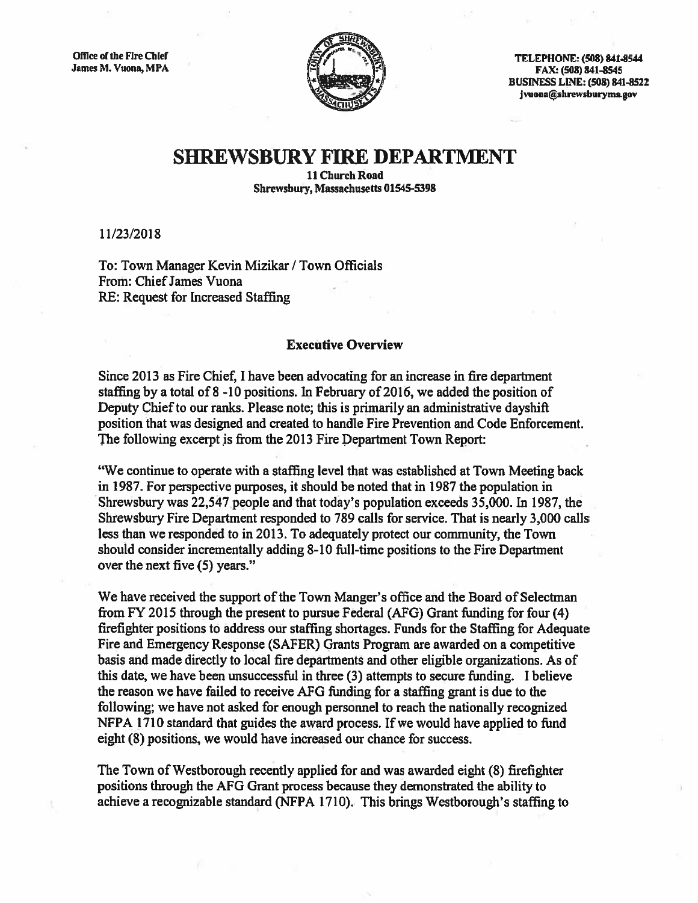Office of the Fire Chief
James M. Vuona, MPA

TELEPHONE: (508) 841-8544
FAX: (508) 841-8545
BUSINESS LINE: (508) 841-8522
jvuona@shrewsburyma.gov

# SHREWSBURY FIRE DEPARTMENT

**11 Church Road**
**Shrewsbury, Massachusetts 01545-5398**

11/23/2018

To: Town Manager Kevin Mizikar / Town Officials
From: Chief James Vuona
RE: Request for Increased Staffing

### Executive Overview

Since 2013 as Fire Chief, I have been advocating for an increase in fire department staffing by a total of 8 -10 positions. In February of 2016, we added the position of Deputy Chief to our ranks. Please note; this is primarily an administrative dayshift position that was designed and created to handle Fire Prevention and Code Enforcement. The following excerpt is from the 2013 Fire Department Town Report:

"We continue to operate with a staffing level that was established at Town Meeting back in 1987. For perspective purposes, it should be noted that in 1987 the population in Shrewsbury was 22,547 people and that today's population exceeds 35,000. In 1987, the Shrewsbury Fire Department responded to 789 calls for service. That is nearly 3,000 calls less than we responded to in 2013. To adequately protect our community, the Town should consider incrementally adding 8-10 full-time positions to the Fire Department over the next five (5) years."

We have received the support of the Town Manger's office and the Board of Selectman from FY 2015 through the present to pursue Federal (AFG) Grant funding for four (4) firefighter positions to address our staffing shortages. Funds for the Staffing for Adequate Fire and Emergency Response (SAFER) Grants Program are awarded on a competitive basis and made directly to local fire departments and other eligible organizations. As of this date, we have been unsuccessful in three (3) attempts to secure funding. I believe the reason we have failed to receive AFG funding for a staffing grant is due to the following; we have not asked for enough personnel to reach the nationally recognized NFPA 1710 standard that guides the award process. If we would have applied to fund eight (8) positions, we would have increased our chance for success.

The Town of Westborough recently applied for and was awarded eight (8) firefighter positions through the AFG Grant process because they demonstrated the ability to achieve a recognizable standard (NFPA 1710). This brings Westborough's staffing to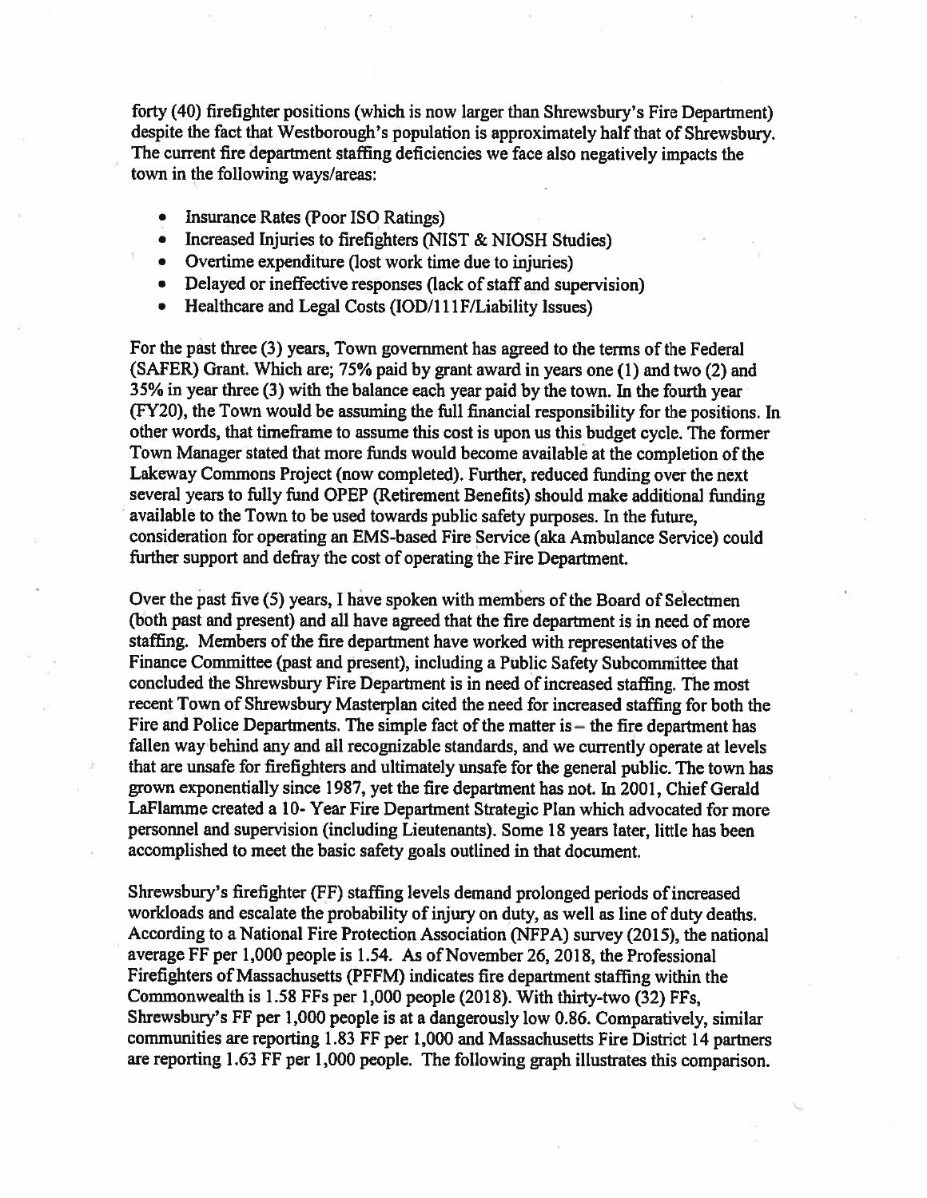forty (40) firefighter positions (which is now larger than Shrewsbury's Fire Department) despite the fact that Westborough's population is approximately half that of Shrewsbury. The current fire department staffing deficiencies we face also negatively impacts the town in the following ways/areas:

- Insurance Rates (Poor ISO Ratings)
- Increased Injuries to firefighters (NIST & NIOSH Studies)
- Overtime expenditure (lost work time due to injuries)
- Delayed or ineffective responses (lack of staff and supervision)
- Healthcare and Legal Costs (IOD/111F/Liability Issues)

For the past three (3) years, Town government has agreed to the terms of the Federal (SAFER) Grant. Which are; 75% paid by grant award in years one (1) and two (2) and 35% in year three (3) with the balance each year paid by the town. In the fourth year (FY20), the Town would be assuming the full financial responsibility for the positions. In other words, that timeframe to assume this cost is upon us this budget cycle. The former Town Manager stated that more funds would become available at the completion of the Lakeway Commons Project (now completed). Further, reduced funding over the next several years to fully fund OPEP (Retirement Benefits) should make additional funding available to the Town to be used towards public safety purposes. In the future, consideration for operating an EMS-based Fire Service (aka Ambulance Service) could further support and defray the cost of operating the Fire Department.

Over the past five (5) years, I have spoken with members of the Board of Selectmen (both past and present) and all have agreed that the fire department is in need of more staffing. Members of the fire department have worked with representatives of the Finance Committee (past and present), including a Public Safety Subcommittee that concluded the Shrewsbury Fire Department is in need of increased staffing. The most recent Town of Shrewsbury Masterplan cited the need for increased staffing for both the Fire and Police Departments. The simple fact of the matter is – the fire department has fallen way behind any and all recognizable standards, and we currently operate at levels that are unsafe for firefighters and ultimately unsafe for the general public. The town has grown exponentially since 1987, yet the fire department has not. In 2001, Chief Gerald LaFlamme created a 10- Year Fire Department Strategic Plan which advocated for more personnel and supervision (including Lieutenants). Some 18 years later, little has been accomplished to meet the basic safety goals outlined in that document.

Shrewsbury's firefighter (FF) staffing levels demand prolonged periods of increased workloads and escalate the probability of injury on duty, as well as line of duty deaths. According to a National Fire Protection Association (NFPA) survey (2015), the national average FF per 1,000 people is 1.54. As of November 26, 2018, the Professional Firefighters of Massachusetts (PFFM) indicates fire department staffing within the Commonwealth is 1.58 FFs per 1,000 people (2018). With thirty-two (32) FFs, Shrewsbury's FF per 1,000 people is at a dangerously low 0.86. Comparatively, similar communities are reporting 1.83 FF per 1,000 and Massachusetts Fire District 14 partners are reporting 1.63 FF per 1,000 people. The following graph illustrates this comparison.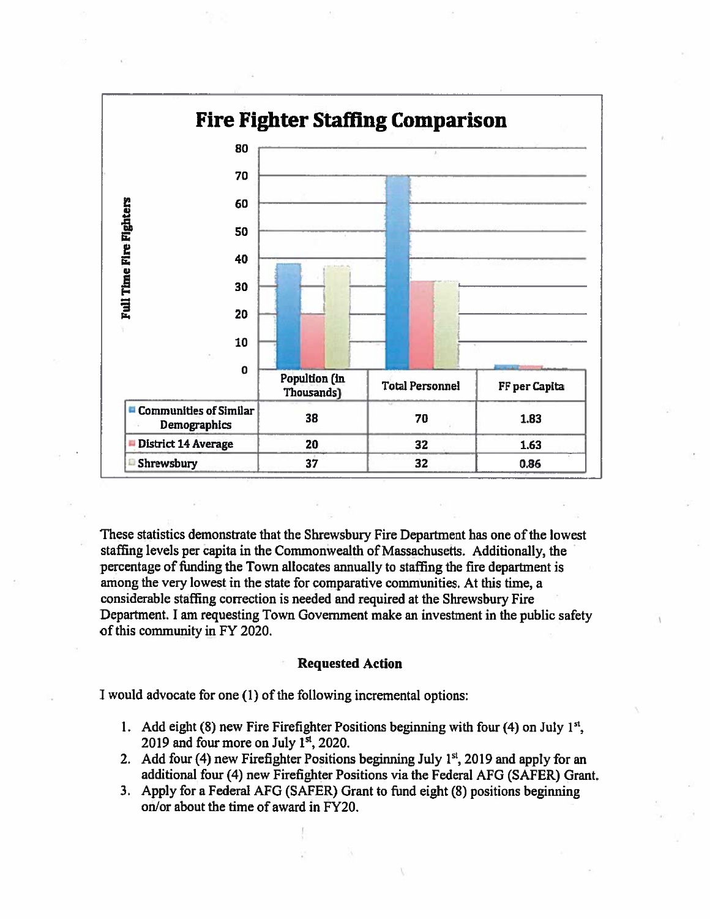**Fire Fighter Staffing Comparison**

| | Popultion (In Thousands) | Total Personnel | FF per Capita |
| --- | --- | --- | --- |
| Communities of Similar Demographics | 38 | 70 | 1.83 |
| District 14 Average | 20 | 32 | 1.63 |
| Shrewsbury | 37 | 32 | 0.86 |

These statistics demonstrate that the Shrewsbury Fire Department has one of the lowest staffing levels per capita in the Commonwealth of Massachusetts. Additionally, the percentage of funding the Town allocates annually to staffing the fire department is among the very lowest in the state for comparative communities. At this time, a considerable staffing correction is needed and required at the Shrewsbury Fire Department. I am requesting Town Government make an investment in the public safety of this community in FY 2020.

**Requested Action**

I would advocate for one (1) of the following incremental options:

1. Add eight (8) new Fire Firefighter Positions beginning with four (4) on July 1st, 2019 and four more on July 1st, 2020.
2. Add four (4) new Firefighter Positions beginning July 1st, 2019 and apply for an additional four (4) new Firefighter Positions via the Federal AFG (SAFER) Grant.
3. Apply for a Federal AFG (SAFER) Grant to fund eight (8) positions beginning on/or about the time of award in FY20.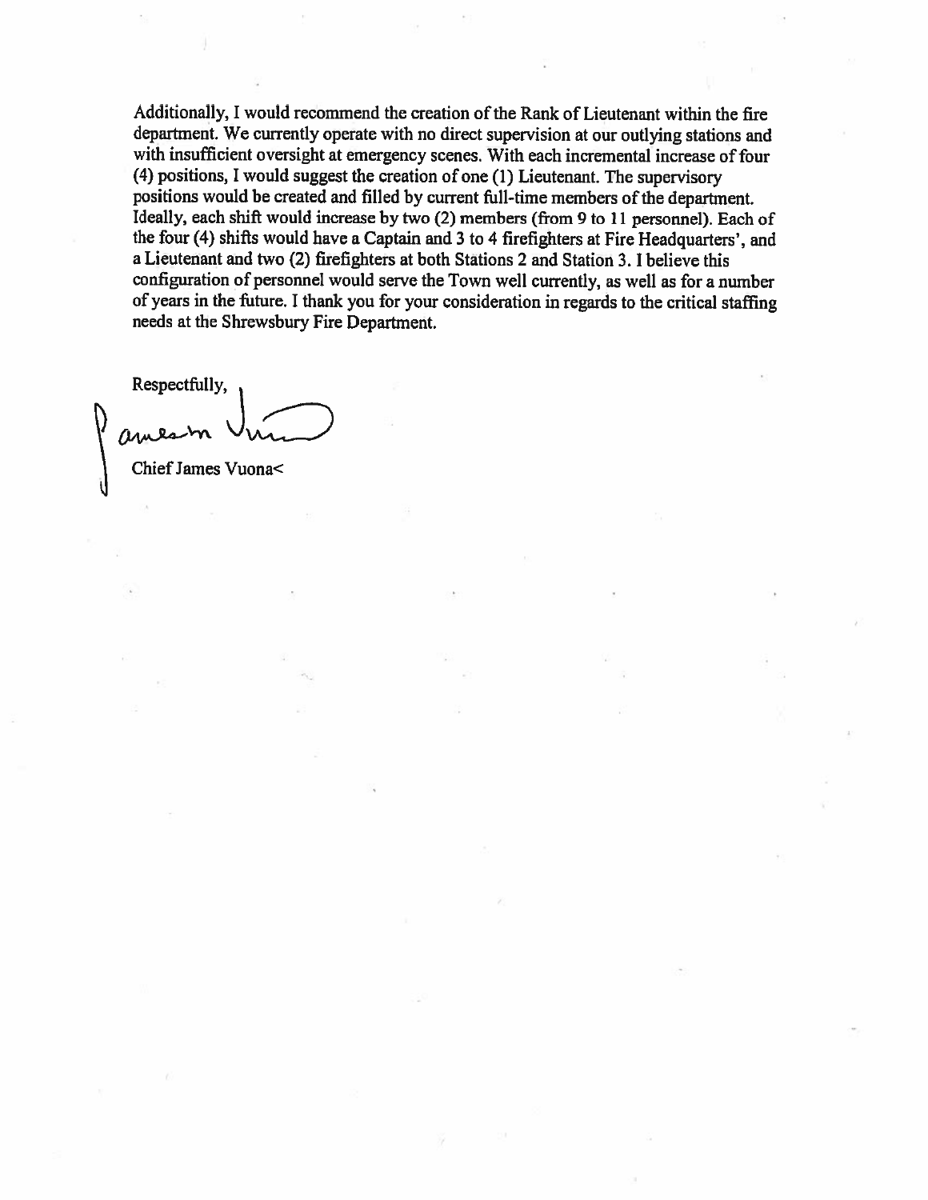Additionally, I would recommend the creation of the Rank of Lieutenant within the fire department. We currently operate with no direct supervision at our outlying stations and with insufficient oversight at emergency scenes. With each incremental increase of four (4) positions, I would suggest the creation of one (1) Lieutenant. The supervisory positions would be created and filled by current full-time members of the department. Ideally, each shift would increase by two (2) members (from 9 to 11 personnel). Each of the four (4) shifts would have a Captain and 3 to 4 firefighters at Fire Headquarters', and a Lieutenant and two (2) firefighters at both Stations 2 and Station 3. I believe this configuration of personnel would serve the Town well currently, as well as for a number of years in the future. I thank you for your consideration in regards to the critical staffing needs at the Shrewsbury Fire Department.

Respectfully,

Chief James Vuona<